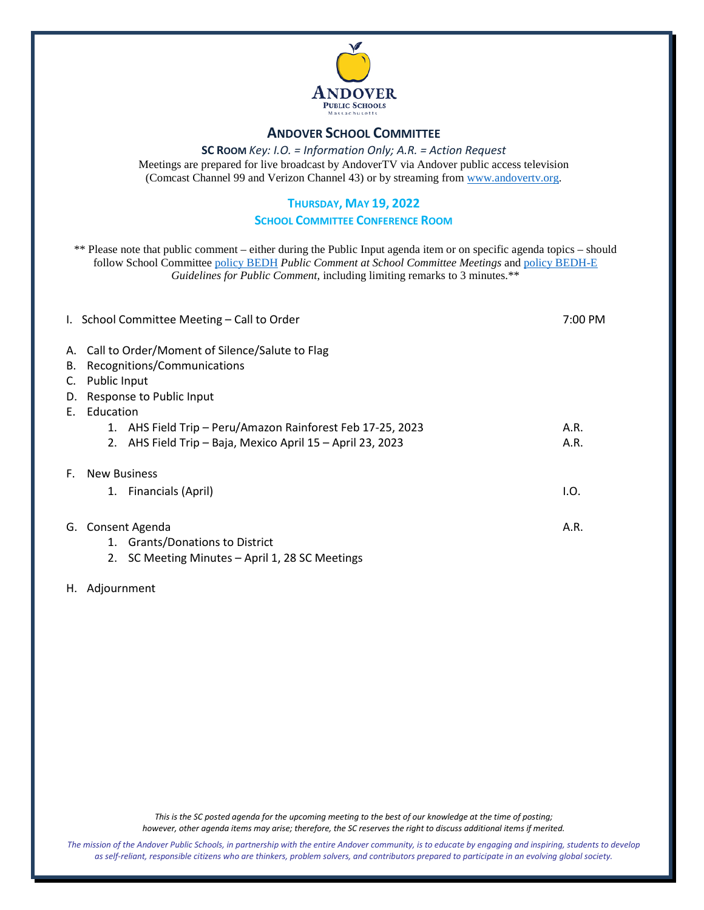ANDOVER
PUBLIC SCHOOLS
Massachusetts

# ANDOVER SCHOOL COMMITTEE

**SC ROOM** *Key: I.O. = Information Only; A.R. = Action Request*
Meetings are prepared for live broadcast by AndoverTV via Andover public access television (Comcast Channel 99 and Verizon Channel 43) or by streaming from www.andovertv.org.

## THURSDAY, MAY 19, 2022
### SCHOOL COMMITTEE CONFERENCE ROOM

** Please note that public comment – either during the Public Input agenda item or on specific agenda topics – should follow School Committee policy BEDH *Public Comment at School Committee Meetings* and policy BEDH-E *Guidelines for Public Comment*, including limiting remarks to 3 minutes.**

I. School Committee Meeting – Call to Order — 7:00 PM

A. Call to Order/Moment of Silence/Salute to Flag
B. Recognitions/Communications
C. Public Input
D. Response to Public Input
E. Education
   1. AHS Field Trip – Peru/Amazon Rainforest Feb 17-25, 2023 — A.R.
   2. AHS Field Trip – Baja, Mexico April 15 – April 23, 2023 — A.R.

F. New Business
   1. Financials (April) — I.O.

G. Consent Agenda — A.R.
   1. Grants/Donations to District
   2. SC Meeting Minutes – April 1, 28 SC Meetings

H. Adjournment

*This is the SC posted agenda for the upcoming meeting to the best of our knowledge at the time of posting; however, other agenda items may arise; therefore, the SC reserves the right to discuss additional items if merited.*

*The mission of the Andover Public Schools, in partnership with the entire Andover community, is to educate by engaging and inspiring, students to develop as self-reliant, responsible citizens who are thinkers, problem solvers, and contributors prepared to participate in an evolving global society.*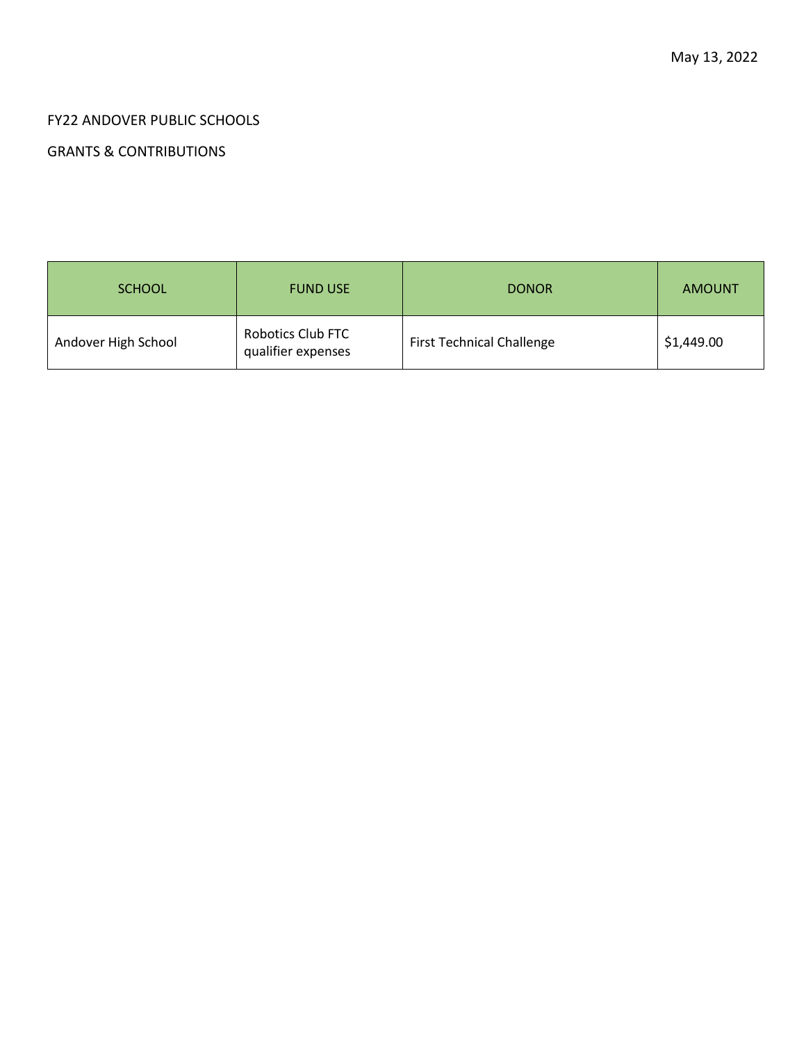May 13, 2022

FY22 ANDOVER PUBLIC SCHOOLS

GRANTS & CONTRIBUTIONS

| SCHOOL | FUND USE | DONOR | AMOUNT |
|---|---|---|---|
| Andover High School | Robotics Club FTC qualifier expenses | First Technical Challenge | $1,449.00 |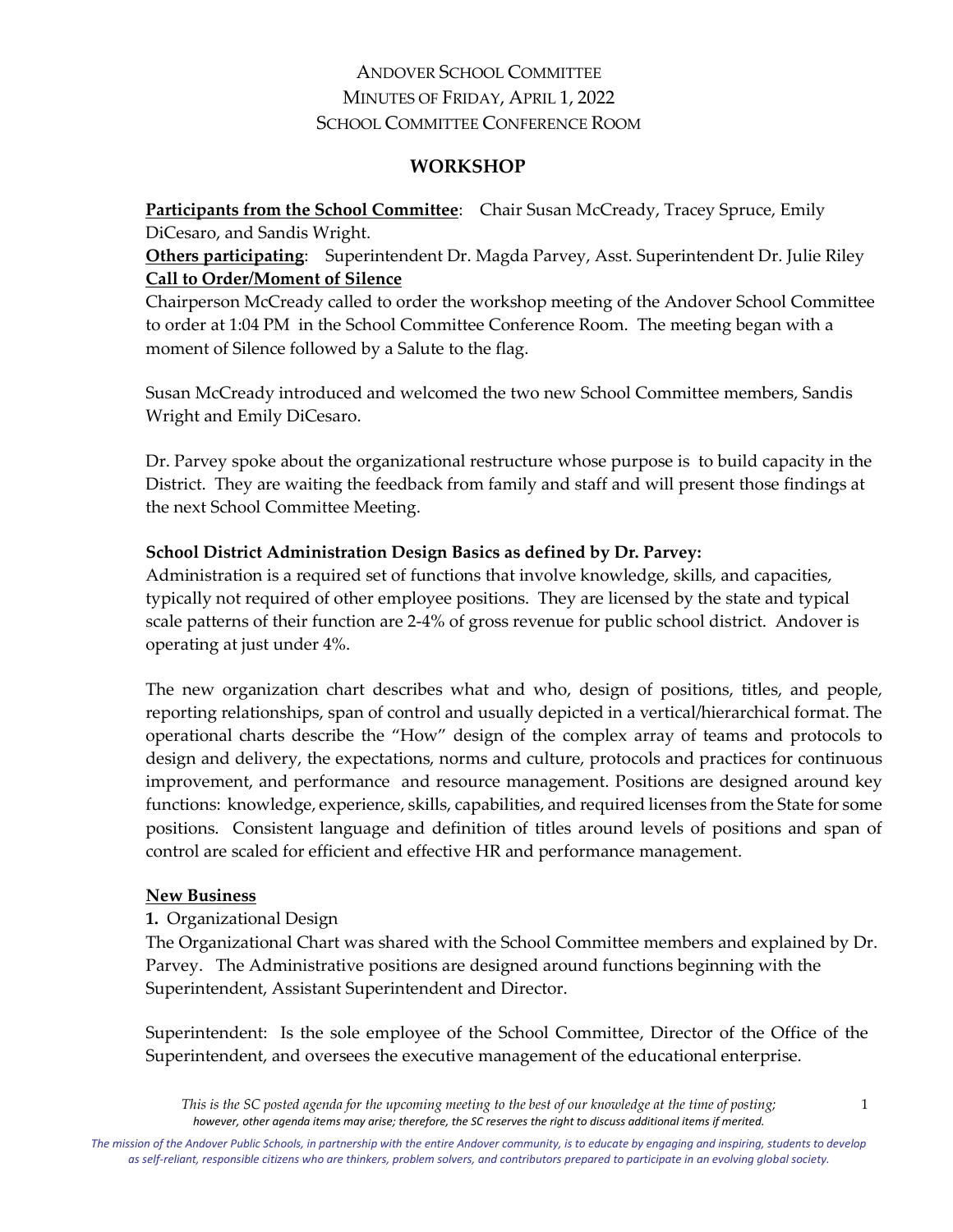# ANDOVER SCHOOL COMMITTEE
## MINUTES OF FRIDAY, APRIL 1, 2022
## SCHOOL COMMITTEE CONFERENCE ROOM

## WORKSHOP

**Participants from the School Committee**: Chair Susan McCready, Tracey Spruce, Emily DiCesaro, and Sandis Wright.

**Others participating**: Superintendent Dr. Magda Parvey, Asst. Superintendent Dr. Julie Riley

**Call to Order/Moment of Silence**

Chairperson McCready called to order the workshop meeting of the Andover School Committee to order at 1:04 PM in the School Committee Conference Room. The meeting began with a moment of Silence followed by a Salute to the flag.

Susan McCready introduced and welcomed the two new School Committee members, Sandis Wright and Emily DiCesaro.

Dr. Parvey spoke about the organizational restructure whose purpose is to build capacity in the District. They are waiting the feedback from family and staff and will present those findings at the next School Committee Meeting.

**School District Administration Design Basics as defined by Dr. Parvey:**

Administration is a required set of functions that involve knowledge, skills, and capacities, typically not required of other employee positions. They are licensed by the state and typical scale patterns of their function are 2-4% of gross revenue for public school district. Andover is operating at just under 4%.

The new organization chart describes what and who, design of positions, titles, and people, reporting relationships, span of control and usually depicted in a vertical/hierarchical format. The operational charts describe the "How" design of the complex array of teams and protocols to design and delivery, the expectations, norms and culture, protocols and practices for continuous improvement, and performance and resource management. Positions are designed around key functions: knowledge, experience, skills, capabilities, and required licenses from the State for some positions. Consistent language and definition of titles around levels of positions and span of control are scaled for efficient and effective HR and performance management.

**New Business**

**1.** Organizational Design

The Organizational Chart was shared with the School Committee members and explained by Dr. Parvey. The Administrative positions are designed around functions beginning with the Superintendent, Assistant Superintendent and Director.

Superintendent: Is the sole employee of the School Committee, Director of the Office of the Superintendent, and oversees the executive management of the educational enterprise.

*This is the SC posted agenda for the upcoming meeting to the best of our knowledge at the time of posting; however, other agenda items may arise; therefore, the SC reserves the right to discuss additional items if merited.*

*The mission of the Andover Public Schools, in partnership with the entire Andover community, is to educate by engaging and inspiring, students to develop as self-reliant, responsible citizens who are thinkers, problem solvers, and contributors prepared to participate in an evolving global society.*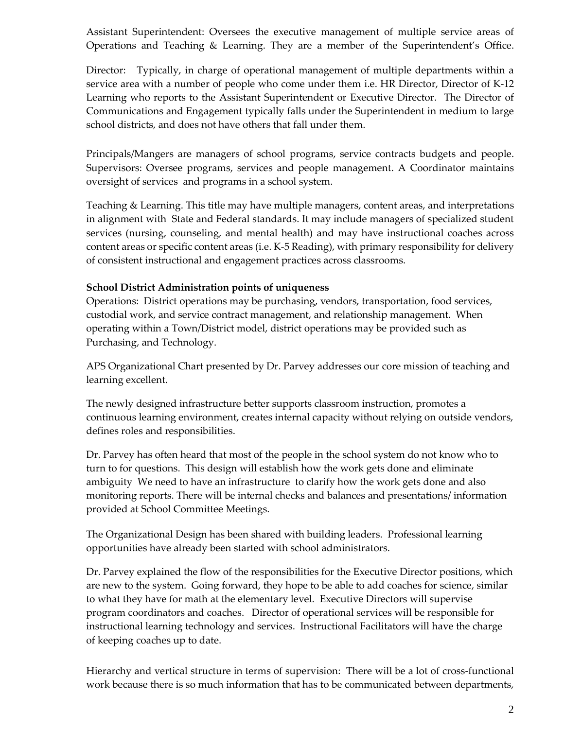Assistant Superintendent: Oversees the executive management of multiple service areas of Operations and Teaching & Learning. They are a member of the Superintendent's Office.

Director: Typically, in charge of operational management of multiple departments within a service area with a number of people who come under them i.e. HR Director, Director of K-12 Learning who reports to the Assistant Superintendent or Executive Director. The Director of Communications and Engagement typically falls under the Superintendent in medium to large school districts, and does not have others that fall under them.

Principals/Mangers are managers of school programs, service contracts budgets and people. Supervisors: Oversee programs, services and people management. A Coordinator maintains oversight of services and programs in a school system.

Teaching & Learning. This title may have multiple managers, content areas, and interpretations in alignment with State and Federal standards. It may include managers of specialized student services (nursing, counseling, and mental health) and may have instructional coaches across content areas or specific content areas (i.e. K-5 Reading), with primary responsibility for delivery of consistent instructional and engagement practices across classrooms.

**School District Administration points of uniqueness**

Operations: District operations may be purchasing, vendors, transportation, food services, custodial work, and service contract management, and relationship management. When operating within a Town/District model, district operations may be provided such as Purchasing, and Technology.

APS Organizational Chart presented by Dr. Parvey addresses our core mission of teaching and learning excellent.

The newly designed infrastructure better supports classroom instruction, promotes a continuous learning environment, creates internal capacity without relying on outside vendors, defines roles and responsibilities.

Dr. Parvey has often heard that most of the people in the school system do not know who to turn to for questions. This design will establish how the work gets done and eliminate ambiguity We need to have an infrastructure to clarify how the work gets done and also monitoring reports. There will be internal checks and balances and presentations/ information provided at School Committee Meetings.

The Organizational Design has been shared with building leaders. Professional learning opportunities have already been started with school administrators.

Dr. Parvey explained the flow of the responsibilities for the Executive Director positions, which are new to the system. Going forward, they hope to be able to add coaches for science, similar to what they have for math at the elementary level. Executive Directors will supervise program coordinators and coaches. Director of operational services will be responsible for instructional learning technology and services. Instructional Facilitators will have the charge of keeping coaches up to date.

Hierarchy and vertical structure in terms of supervision: There will be a lot of cross-functional work because there is so much information that has to be communicated between departments,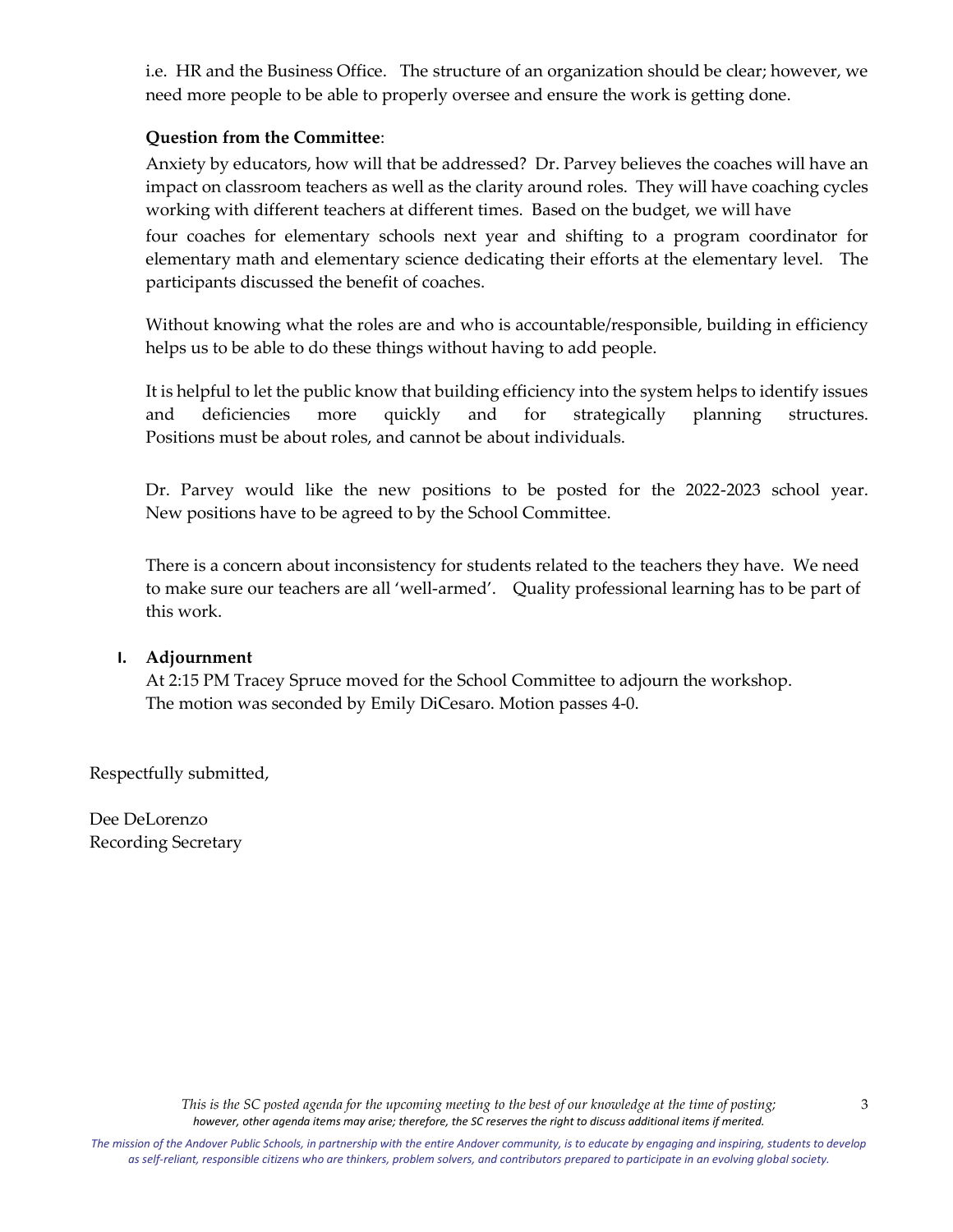i.e. HR and the Business Office. The structure of an organization should be clear; however, we need more people to be able to properly oversee and ensure the work is getting done.

**Question from the Committee**:

Anxiety by educators, how will that be addressed? Dr. Parvey believes the coaches will have an impact on classroom teachers as well as the clarity around roles. They will have coaching cycles working with different teachers at different times. Based on the budget, we will have four coaches for elementary schools next year and shifting to a program coordinator for elementary math and elementary science dedicating their efforts at the elementary level. The participants discussed the benefit of coaches.

Without knowing what the roles are and who is accountable/responsible, building in efficiency helps us to be able to do these things without having to add people.

It is helpful to let the public know that building efficiency into the system helps to identify issues and deficiencies more quickly and for strategically planning structures. Positions must be about roles, and cannot be about individuals.

Dr. Parvey would like the new positions to be posted for the 2022-2023 school year. New positions have to be agreed to by the School Committee.

There is a concern about inconsistency for students related to the teachers they have. We need to make sure our teachers are all 'well-armed'. Quality professional learning has to be part of this work.

**I. Adjournment**

At 2:15 PM Tracey Spruce moved for the School Committee to adjourn the workshop.
The motion was seconded by Emily DiCesaro. Motion passes 4-0.

Respectfully submitted,

Dee DeLorenzo
Recording Secretary

*This is the SC posted agenda for the upcoming meeting to the best of our knowledge at the time of posting; however, other agenda items may arise; therefore, the SC reserves the right to discuss additional items if merited.*

*The mission of the Andover Public Schools, in partnership with the entire Andover community, is to educate by engaging and inspiring, students to develop as self-reliant, responsible citizens who are thinkers, problem solvers, and contributors prepared to participate in an evolving global society.*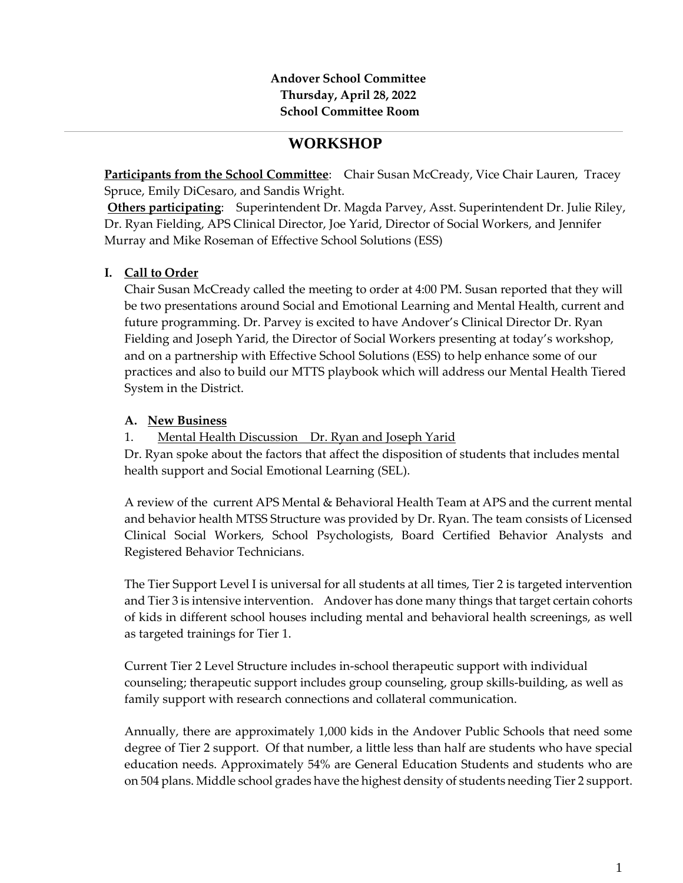**Andover School Committee**
**Thursday, April 28, 2022**
**School Committee Room**

---

# WORKSHOP

**Participants from the School Committee**: Chair Susan McCready, Vice Chair Lauren, Tracey Spruce, Emily DiCesaro, and Sandis Wright.

**Others participating**: Superintendent Dr. Magda Parvey, Asst. Superintendent Dr. Julie Riley, Dr. Ryan Fielding, APS Clinical Director, Joe Yarid, Director of Social Workers, and Jennifer Murray and Mike Roseman of Effective School Solutions (ESS)

## I. Call to Order

Chair Susan McCready called the meeting to order at 4:00 PM. Susan reported that they will be two presentations around Social and Emotional Learning and Mental Health, current and future programming. Dr. Parvey is excited to have Andover's Clinical Director Dr. Ryan Fielding and Joseph Yarid, the Director of Social Workers presenting at today's workshop, and on a partnership with Effective School Solutions (ESS) to help enhance some of our practices and also to build our MTTS playbook which will address our Mental Health Tiered System in the District.

### A. New Business

1. Mental Health Discussion Dr. Ryan and Joseph Yarid

Dr. Ryan spoke about the factors that affect the disposition of students that includes mental health support and Social Emotional Learning (SEL).

A review of the current APS Mental & Behavioral Health Team at APS and the current mental and behavior health MTSS Structure was provided by Dr. Ryan. The team consists of Licensed Clinical Social Workers, School Psychologists, Board Certified Behavior Analysts and Registered Behavior Technicians.

The Tier Support Level I is universal for all students at all times, Tier 2 is targeted intervention and Tier 3 is intensive intervention. Andover has done many things that target certain cohorts of kids in different school houses including mental and behavioral health screenings, as well as targeted trainings for Tier 1.

Current Tier 2 Level Structure includes in-school therapeutic support with individual counseling; therapeutic support includes group counseling, group skills-building, as well as family support with research connections and collateral communication.

Annually, there are approximately 1,000 kids in the Andover Public Schools that need some degree of Tier 2 support. Of that number, a little less than half are students who have special education needs. Approximately 54% are General Education Students and students who are on 504 plans. Middle school grades have the highest density of students needing Tier 2 support.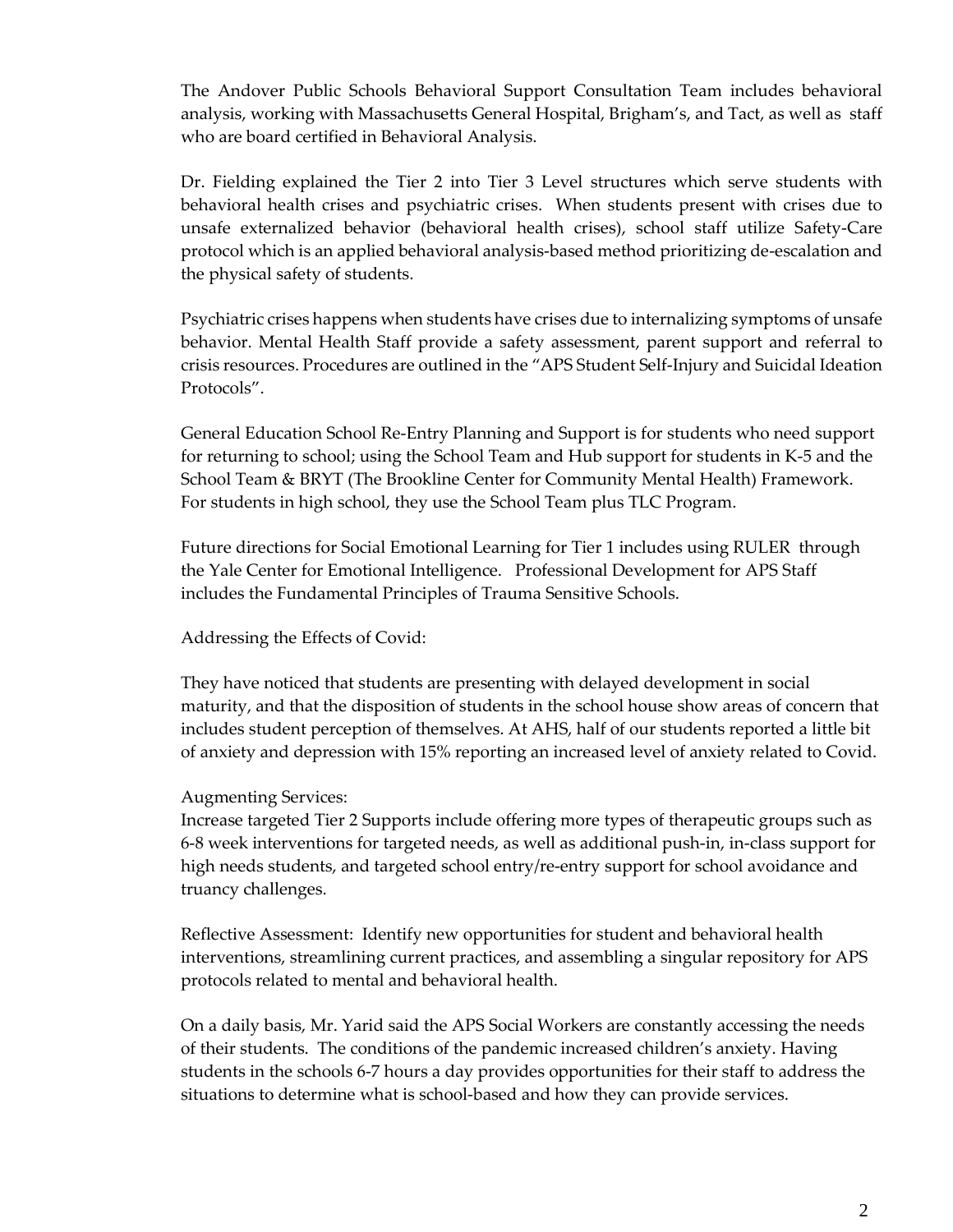The Andover Public Schools Behavioral Support Consultation Team includes behavioral analysis, working with Massachusetts General Hospital, Brigham's, and Tact, as well as staff who are board certified in Behavioral Analysis.

Dr. Fielding explained the Tier 2 into Tier 3 Level structures which serve students with behavioral health crises and psychiatric crises. When students present with crises due to unsafe externalized behavior (behavioral health crises), school staff utilize Safety-Care protocol which is an applied behavioral analysis-based method prioritizing de-escalation and the physical safety of students.

Psychiatric crises happens when students have crises due to internalizing symptoms of unsafe behavior. Mental Health Staff provide a safety assessment, parent support and referral to crisis resources. Procedures are outlined in the "APS Student Self-Injury and Suicidal Ideation Protocols".

General Education School Re-Entry Planning and Support is for students who need support for returning to school; using the School Team and Hub support for students in K-5 and the School Team & BRYT (The Brookline Center for Community Mental Health) Framework. For students in high school, they use the School Team plus TLC Program.

Future directions for Social Emotional Learning for Tier 1 includes using RULER through the Yale Center for Emotional Intelligence. Professional Development for APS Staff includes the Fundamental Principles of Trauma Sensitive Schools.

Addressing the Effects of Covid:

They have noticed that students are presenting with delayed development in social maturity, and that the disposition of students in the school house show areas of concern that includes student perception of themselves. At AHS, half of our students reported a little bit of anxiety and depression with 15% reporting an increased level of anxiety related to Covid.

Augmenting Services:
Increase targeted Tier 2 Supports include offering more types of therapeutic groups such as 6-8 week interventions for targeted needs, as well as additional push-in, in-class support for high needs students, and targeted school entry/re-entry support for school avoidance and truancy challenges.

Reflective Assessment: Identify new opportunities for student and behavioral health interventions, streamlining current practices, and assembling a singular repository for APS protocols related to mental and behavioral health.

On a daily basis, Mr. Yarid said the APS Social Workers are constantly accessing the needs of their students. The conditions of the pandemic increased children's anxiety. Having students in the schools 6-7 hours a day provides opportunities for their staff to address the situations to determine what is school-based and how they can provide services.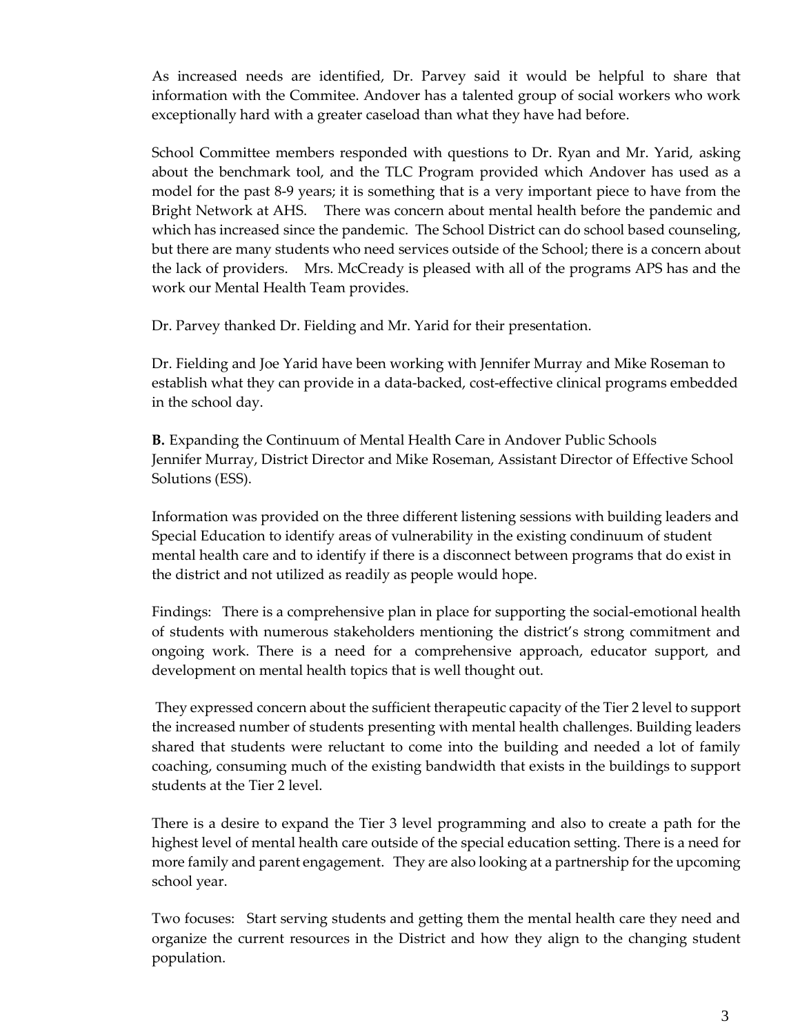As increased needs are identified, Dr. Parvey said it would be helpful to share that information with the Commitee. Andover has a talented group of social workers who work exceptionally hard with a greater caseload than what they have had before.

School Committee members responded with questions to Dr. Ryan and Mr. Yarid, asking about the benchmark tool, and the TLC Program provided which Andover has used as a model for the past 8-9 years; it is something that is a very important piece to have from the Bright Network at AHS. There was concern about mental health before the pandemic and which has increased since the pandemic. The School District can do school based counseling, but there are many students who need services outside of the School; there is a concern about the lack of providers. Mrs. McCready is pleased with all of the programs APS has and the work our Mental Health Team provides.

Dr. Parvey thanked Dr. Fielding and Mr. Yarid for their presentation.

Dr. Fielding and Joe Yarid have been working with Jennifer Murray and Mike Roseman to establish what they can provide in a data-backed, cost-effective clinical programs embedded in the school day.

**B.** Expanding the Continuum of Mental Health Care in Andover Public Schools
Jennifer Murray, District Director and Mike Roseman, Assistant Director of Effective School Solutions (ESS).

Information was provided on the three different listening sessions with building leaders and Special Education to identify areas of vulnerability in the existing condinuum of student mental health care and to identify if there is a disconnect between programs that do exist in the district and not utilized as readily as people would hope.

Findings: There is a comprehensive plan in place for supporting the social-emotional health of students with numerous stakeholders mentioning the district's strong commitment and ongoing work. There is a need for a comprehensive approach, educator support, and development on mental health topics that is well thought out.

They expressed concern about the sufficient therapeutic capacity of the Tier 2 level to support the increased number of students presenting with mental health challenges. Building leaders shared that students were reluctant to come into the building and needed a lot of family coaching, consuming much of the existing bandwidth that exists in the buildings to support students at the Tier 2 level.

There is a desire to expand the Tier 3 level programming and also to create a path for the highest level of mental health care outside of the special education setting. There is a need for more family and parent engagement. They are also looking at a partnership for the upcoming school year.

Two focuses: Start serving students and getting them the mental health care they need and organize the current resources in the District and how they align to the changing student population.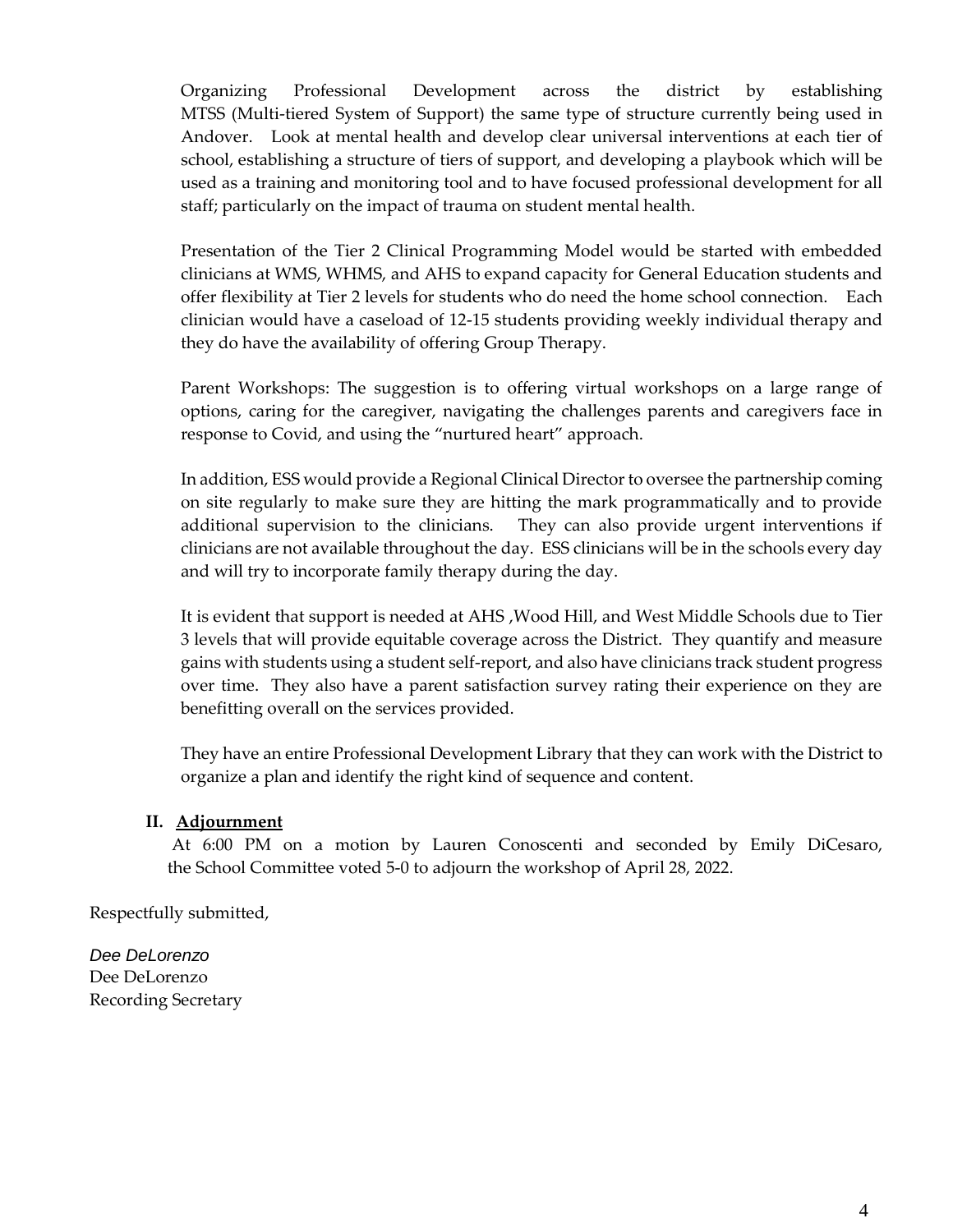Organizing Professional Development across the district by establishing MTSS (Multi-tiered System of Support) the same type of structure currently being used in Andover. Look at mental health and develop clear universal interventions at each tier of school, establishing a structure of tiers of support, and developing a playbook which will be used as a training and monitoring tool and to have focused professional development for all staff; particularly on the impact of trauma on student mental health.

Presentation of the Tier 2 Clinical Programming Model would be started with embedded clinicians at WMS, WHMS, and AHS to expand capacity for General Education students and offer flexibility at Tier 2 levels for students who do need the home school connection. Each clinician would have a caseload of 12-15 students providing weekly individual therapy and they do have the availability of offering Group Therapy.

Parent Workshops: The suggestion is to offering virtual workshops on a large range of options, caring for the caregiver, navigating the challenges parents and caregivers face in response to Covid, and using the "nurtured heart" approach.

In addition, ESS would provide a Regional Clinical Director to oversee the partnership coming on site regularly to make sure they are hitting the mark programmatically and to provide additional supervision to the clinicians. They can also provide urgent interventions if clinicians are not available throughout the day. ESS clinicians will be in the schools every day and will try to incorporate family therapy during the day.

It is evident that support is needed at AHS ,Wood Hill, and West Middle Schools due to Tier 3 levels that will provide equitable coverage across the District. They quantify and measure gains with students using a student self-report, and also have clinicians track student progress over time. They also have a parent satisfaction survey rating their experience on they are benefitting overall on the services provided.

They have an entire Professional Development Library that they can work with the District to organize a plan and identify the right kind of sequence and content.

**II. <u>Adjournment</u>**

At 6:00 PM on a motion by Lauren Conoscenti and seconded by Emily DiCesaro, the School Committee voted 5-0 to adjourn the workshop of April 28, 2022.

Respectfully submitted,

*Dee DeLorenzo*
Dee DeLorenzo
Recording Secretary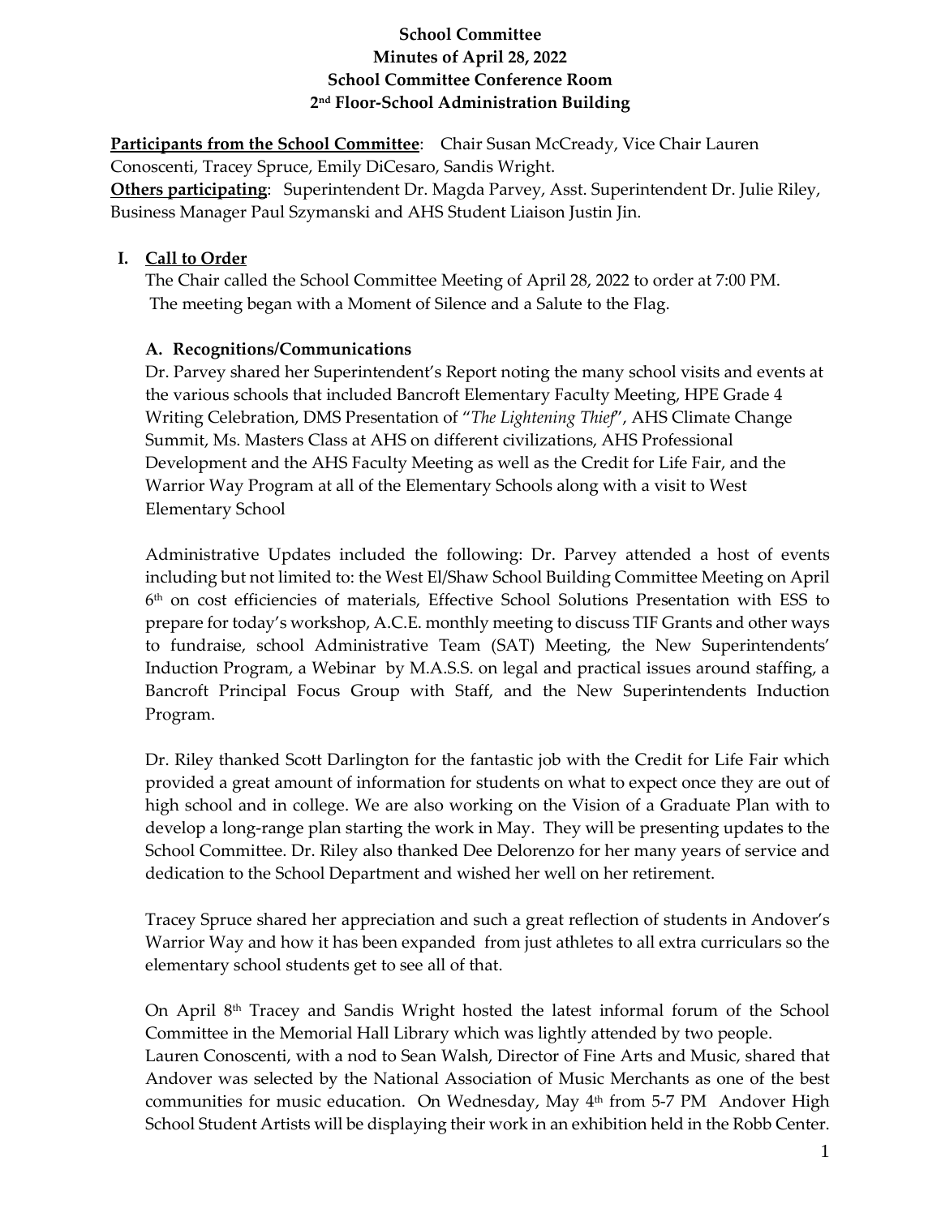**School Committee**
**Minutes of April 28, 2022**
**School Committee Conference Room**
**2nd Floor-School Administration Building**

**Participants from the School Committee**: Chair Susan McCready, Vice Chair Lauren Conoscenti, Tracey Spruce, Emily DiCesaro, Sandis Wright.
**Others participating**: Superintendent Dr. Magda Parvey, Asst. Superintendent Dr. Julie Riley, Business Manager Paul Szymanski and AHS Student Liaison Justin Jin.

## I. Call to Order

The Chair called the School Committee Meeting of April 28, 2022 to order at 7:00 PM. The meeting began with a Moment of Silence and a Salute to the Flag.

### A. Recognitions/Communications

Dr. Parvey shared her Superintendent's Report noting the many school visits and events at the various schools that included Bancroft Elementary Faculty Meeting, HPE Grade 4 Writing Celebration, DMS Presentation of "*The Lightening Thief*", AHS Climate Change Summit, Ms. Masters Class at AHS on different civilizations, AHS Professional Development and the AHS Faculty Meeting as well as the Credit for Life Fair, and the Warrior Way Program at all of the Elementary Schools along with a visit to West Elementary School

Administrative Updates included the following: Dr. Parvey attended a host of events including but not limited to: the West El/Shaw School Building Committee Meeting on April 6th on cost efficiencies of materials, Effective School Solutions Presentation with ESS to prepare for today's workshop, A.C.E. monthly meeting to discuss TIF Grants and other ways to fundraise, school Administrative Team (SAT) Meeting, the New Superintendents' Induction Program, a Webinar by M.A.S.S. on legal and practical issues around staffing, a Bancroft Principal Focus Group with Staff, and the New Superintendents Induction Program.

Dr. Riley thanked Scott Darlington for the fantastic job with the Credit for Life Fair which provided a great amount of information for students on what to expect once they are out of high school and in college. We are also working on the Vision of a Graduate Plan with to develop a long-range plan starting the work in May. They will be presenting updates to the School Committee. Dr. Riley also thanked Dee Delorenzo for her many years of service and dedication to the School Department and wished her well on her retirement.

Tracey Spruce shared her appreciation and such a great reflection of students in Andover's Warrior Way and how it has been expanded from just athletes to all extra curriculars so the elementary school students get to see all of that.

On April 8th Tracey and Sandis Wright hosted the latest informal forum of the School Committee in the Memorial Hall Library which was lightly attended by two people.
Lauren Conoscenti, with a nod to Sean Walsh, Director of Fine Arts and Music, shared that Andover was selected by the National Association of Music Merchants as one of the best communities for music education. On Wednesday, May 4th from 5-7 PM Andover High School Student Artists will be displaying their work in an exhibition held in the Robb Center.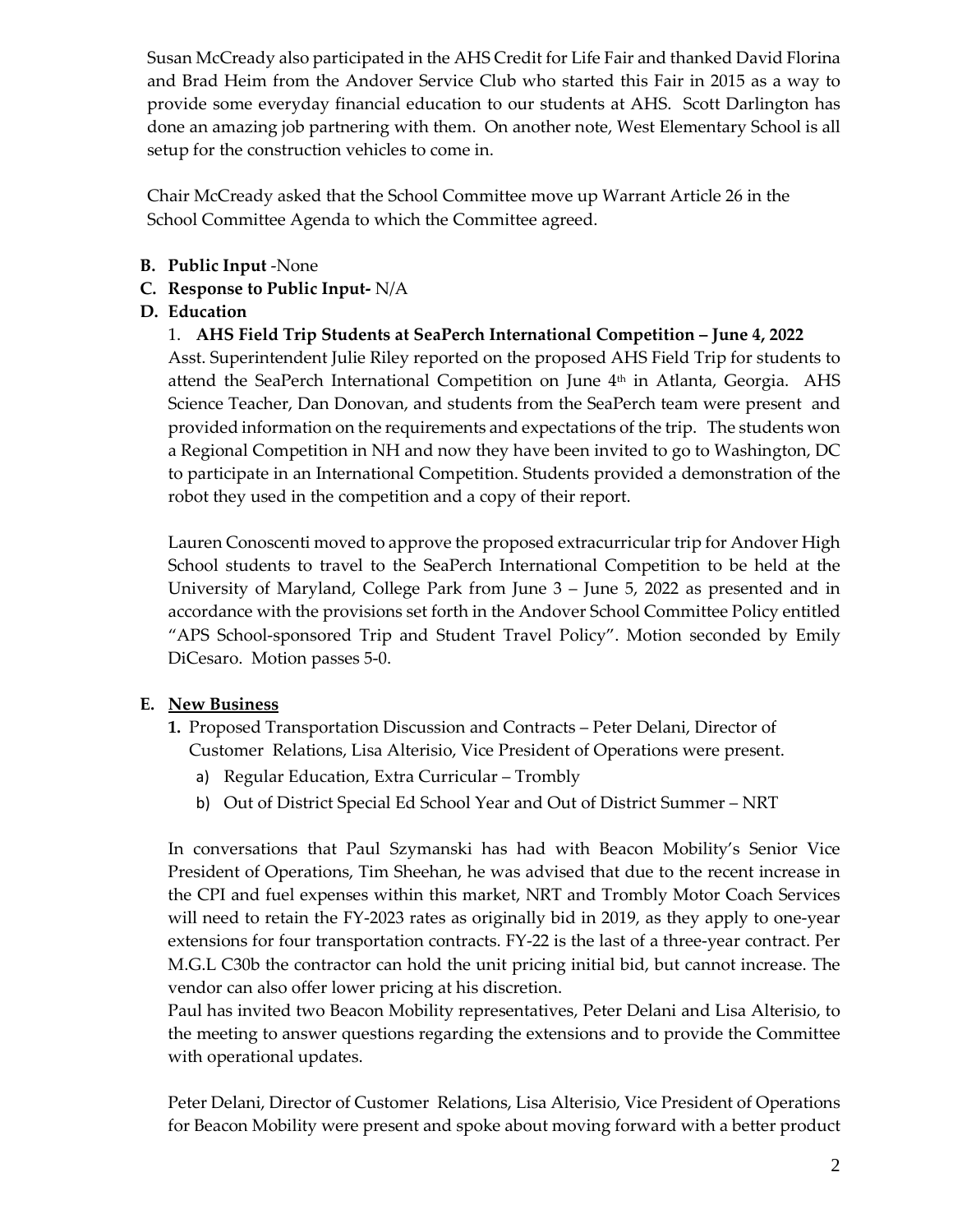Susan McCready also participated in the AHS Credit for Life Fair and thanked David Florina and Brad Heim from the Andover Service Club who started this Fair in 2015 as a way to provide some everyday financial education to our students at AHS. Scott Darlington has done an amazing job partnering with them. On another note, West Elementary School is all setup for the construction vehicles to come in.

Chair McCready asked that the School Committee move up Warrant Article 26 in the School Committee Agenda to which the Committee agreed.

- **B. Public Input** -None
- **C. Response to Public Input-** N/A
- **D. Education**

1. **AHS Field Trip Students at SeaPerch International Competition – June 4, 2022**

Asst. Superintendent Julie Riley reported on the proposed AHS Field Trip for students to attend the SeaPerch International Competition on June 4th in Atlanta, Georgia. AHS Science Teacher, Dan Donovan, and students from the SeaPerch team were present and provided information on the requirements and expectations of the trip. The students won a Regional Competition in NH and now they have been invited to go to Washington, DC to participate in an International Competition. Students provided a demonstration of the robot they used in the competition and a copy of their report.

Lauren Conoscenti moved to approve the proposed extracurricular trip for Andover High School students to travel to the SeaPerch International Competition to be held at the University of Maryland, College Park from June 3 – June 5, 2022 as presented and in accordance with the provisions set forth in the Andover School Committee Policy entitled "APS School-sponsored Trip and Student Travel Policy". Motion seconded by Emily DiCesaro. Motion passes 5-0.

- **E. New Business**

1. Proposed Transportation Discussion and Contracts – Peter Delani, Director of Customer Relations, Lisa Alterisio, Vice President of Operations were present.
   - a) Regular Education, Extra Curricular – Trombly
   - b) Out of District Special Ed School Year and Out of District Summer – NRT

In conversations that Paul Szymanski has had with Beacon Mobility's Senior Vice President of Operations, Tim Sheehan, he was advised that due to the recent increase in the CPI and fuel expenses within this market, NRT and Trombly Motor Coach Services will need to retain the FY-2023 rates as originally bid in 2019, as they apply to one-year extensions for four transportation contracts. FY-22 is the last of a three-year contract. Per M.G.L C30b the contractor can hold the unit pricing initial bid, but cannot increase. The vendor can also offer lower pricing at his discretion.

Paul has invited two Beacon Mobility representatives, Peter Delani and Lisa Alterisio, to the meeting to answer questions regarding the extensions and to provide the Committee with operational updates.

Peter Delani, Director of Customer Relations, Lisa Alterisio, Vice President of Operations for Beacon Mobility were present and spoke about moving forward with a better product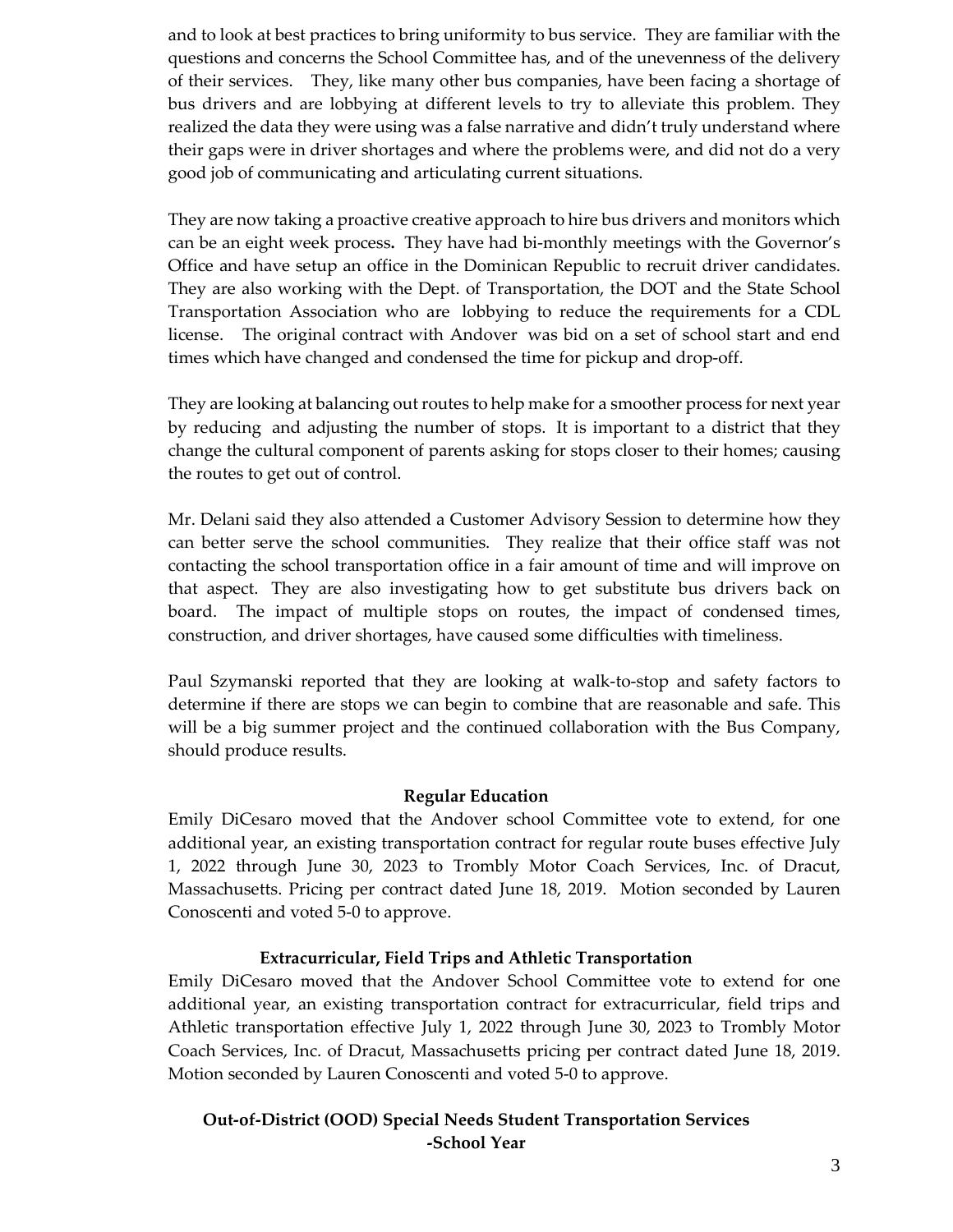and to look at best practices to bring uniformity to bus service. They are familiar with the questions and concerns the School Committee has, and of the unevenness of the delivery of their services. They, like many other bus companies, have been facing a shortage of bus drivers and are lobbying at different levels to try to alleviate this problem. They realized the data they were using was a false narrative and didn't truly understand where their gaps were in driver shortages and where the problems were, and did not do a very good job of communicating and articulating current situations.

They are now taking a proactive creative approach to hire bus drivers and monitors which can be an eight week process. They have had bi-monthly meetings with the Governor's Office and have setup an office in the Dominican Republic to recruit driver candidates. They are also working with the Dept. of Transportation, the DOT and the State School Transportation Association who are lobbying to reduce the requirements for a CDL license. The original contract with Andover was bid on a set of school start and end times which have changed and condensed the time for pickup and drop-off.

They are looking at balancing out routes to help make for a smoother process for next year by reducing and adjusting the number of stops. It is important to a district that they change the cultural component of parents asking for stops closer to their homes; causing the routes to get out of control.

Mr. Delani said they also attended a Customer Advisory Session to determine how they can better serve the school communities. They realize that their office staff was not contacting the school transportation office in a fair amount of time and will improve on that aspect. They are also investigating how to get substitute bus drivers back on board. The impact of multiple stops on routes, the impact of condensed times, construction, and driver shortages, have caused some difficulties with timeliness.

Paul Szymanski reported that they are looking at walk-to-stop and safety factors to determine if there are stops we can begin to combine that are reasonable and safe. This will be a big summer project and the continued collaboration with the Bus Company, should produce results.

**Regular Education**

Emily DiCesaro moved that the Andover school Committee vote to extend, for one additional year, an existing transportation contract for regular route buses effective July 1, 2022 through June 30, 2023 to Trombly Motor Coach Services, Inc. of Dracut, Massachusetts. Pricing per contract dated June 18, 2019. Motion seconded by Lauren Conoscenti and voted 5-0 to approve.

**Extracurricular, Field Trips and Athletic Transportation**

Emily DiCesaro moved that the Andover School Committee vote to extend for one additional year, an existing transportation contract for extracurricular, field trips and Athletic transportation effective July 1, 2022 through June 30, 2023 to Trombly Motor Coach Services, Inc. of Dracut, Massachusetts pricing per contract dated June 18, 2019. Motion seconded by Lauren Conoscenti and voted 5-0 to approve.

**Out-of-District (OOD) Special Needs Student Transportation Services -School Year**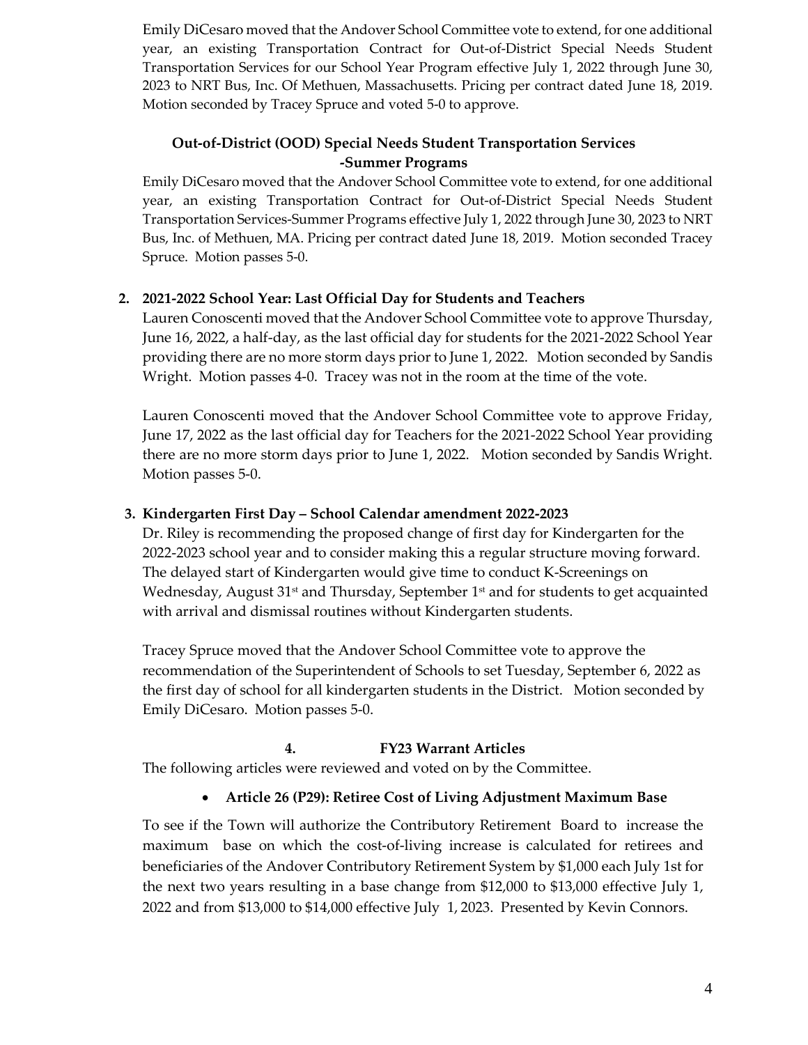Emily DiCesaro moved that the Andover School Committee vote to extend, for one additional year, an existing Transportation Contract for Out-of-District Special Needs Student Transportation Services for our School Year Program effective July 1, 2022 through June 30, 2023 to NRT Bus, Inc. Of Methuen, Massachusetts. Pricing per contract dated June 18, 2019. Motion seconded by Tracey Spruce and voted 5-0 to approve.

**Out-of-District (OOD) Special Needs Student Transportation Services -Summer Programs**

Emily DiCesaro moved that the Andover School Committee vote to extend, for one additional year, an existing Transportation Contract for Out-of-District Special Needs Student Transportation Services-Summer Programs effective July 1, 2022 through June 30, 2023 to NRT Bus, Inc. of Methuen, MA. Pricing per contract dated June 18, 2019. Motion seconded Tracey Spruce. Motion passes 5-0.

**2. 2021-2022 School Year: Last Official Day for Students and Teachers**

Lauren Conoscenti moved that the Andover School Committee vote to approve Thursday, June 16, 2022, a half-day, as the last official day for students for the 2021-2022 School Year providing there are no more storm days prior to June 1, 2022. Motion seconded by Sandis Wright. Motion passes 4-0. Tracey was not in the room at the time of the vote.

Lauren Conoscenti moved that the Andover School Committee vote to approve Friday, June 17, 2022 as the last official day for Teachers for the 2021-2022 School Year providing there are no more storm days prior to June 1, 2022. Motion seconded by Sandis Wright. Motion passes 5-0.

**3. Kindergarten First Day – School Calendar amendment 2022-2023**

Dr. Riley is recommending the proposed change of first day for Kindergarten for the 2022-2023 school year and to consider making this a regular structure moving forward. The delayed start of Kindergarten would give time to conduct K-Screenings on Wednesday, August 31st and Thursday, September 1st and for students to get acquainted with arrival and dismissal routines without Kindergarten students.

Tracey Spruce moved that the Andover School Committee vote to approve the recommendation of the Superintendent of Schools to set Tuesday, September 6, 2022 as the first day of school for all kindergarten students in the District. Motion seconded by Emily DiCesaro. Motion passes 5-0.

**4. FY23 Warrant Articles**

The following articles were reviewed and voted on by the Committee.

- **Article 26 (P29): Retiree Cost of Living Adjustment Maximum Base**

To see if the Town will authorize the Contributory Retirement Board to increase the maximum base on which the cost-of-living increase is calculated for retirees and beneficiaries of the Andover Contributory Retirement System by $1,000 each July 1st for the next two years resulting in a base change from $12,000 to $13,000 effective July 1, 2022 and from $13,000 to $14,000 effective July 1, 2023. Presented by Kevin Connors.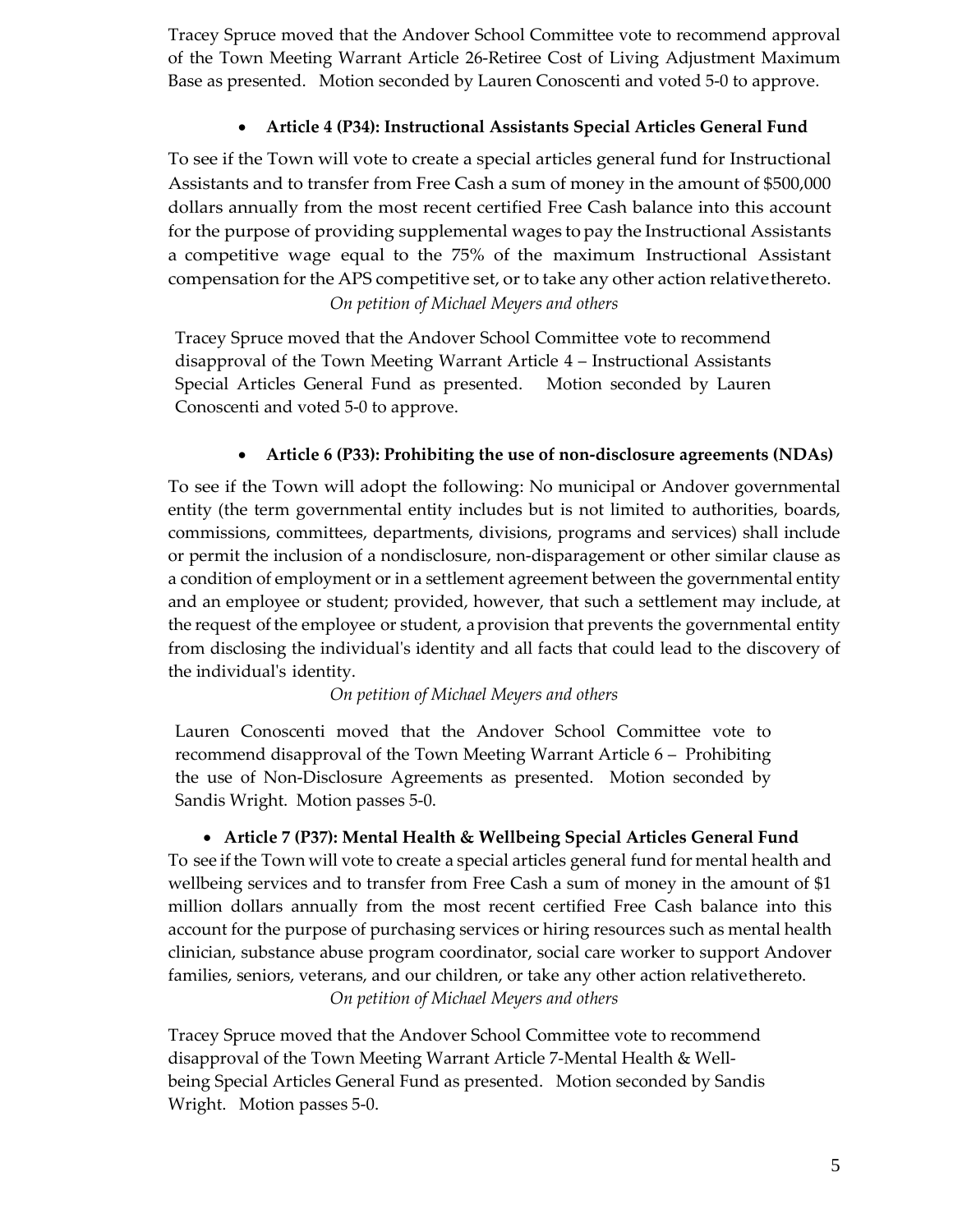Tracey Spruce moved that the Andover School Committee vote to recommend approval of the Town Meeting Warrant Article 26-Retiree Cost of Living Adjustment Maximum Base as presented. Motion seconded by Lauren Conoscenti and voted 5-0 to approve.

- **Article 4 (P34): Instructional Assistants Special Articles General Fund**

To see if the Town will vote to create a special articles general fund for Instructional Assistants and to transfer from Free Cash a sum of money in the amount of $500,000 dollars annually from the most recent certified Free Cash balance into this account for the purpose of providing supplemental wages to pay the Instructional Assistants a competitive wage equal to the 75% of the maximum Instructional Assistant compensation for the APS competitive set, or to take any other action relative thereto.

*On petition of Michael Meyers and others*

Tracey Spruce moved that the Andover School Committee vote to recommend disapproval of the Town Meeting Warrant Article 4 – Instructional Assistants Special Articles General Fund as presented. Motion seconded by Lauren Conoscenti and voted 5-0 to approve.

- **Article 6 (P33): Prohibiting the use of non-disclosure agreements (NDAs)**

To see if the Town will adopt the following: No municipal or Andover governmental entity (the term governmental entity includes but is not limited to authorities, boards, commissions, committees, departments, divisions, programs and services) shall include or permit the inclusion of a nondisclosure, non-disparagement or other similar clause as a condition of employment or in a settlement agreement between the governmental entity and an employee or student; provided, however, that such a settlement may include, at the request of the employee or student, a provision that prevents the governmental entity from disclosing the individual's identity and all facts that could lead to the discovery of the individual's identity.

*On petition of Michael Meyers and others*

Lauren Conoscenti moved that the Andover School Committee vote to recommend disapproval of the Town Meeting Warrant Article 6 – Prohibiting the use of Non-Disclosure Agreements as presented. Motion seconded by Sandis Wright. Motion passes 5-0.

- **Article 7 (P37): Mental Health & Wellbeing Special Articles General Fund**

To see if the Town will vote to create a special articles general fund for mental health and wellbeing services and to transfer from Free Cash a sum of money in the amount of $1 million dollars annually from the most recent certified Free Cash balance into this account for the purpose of purchasing services or hiring resources such as mental health clinician, substance abuse program coordinator, social care worker to support Andover families, seniors, veterans, and our children, or take any other action relative thereto.

*On petition of Michael Meyers and others*

Tracey Spruce moved that the Andover School Committee vote to recommend disapproval of the Town Meeting Warrant Article 7-Mental Health & Well-being Special Articles General Fund as presented. Motion seconded by Sandis Wright. Motion passes 5-0.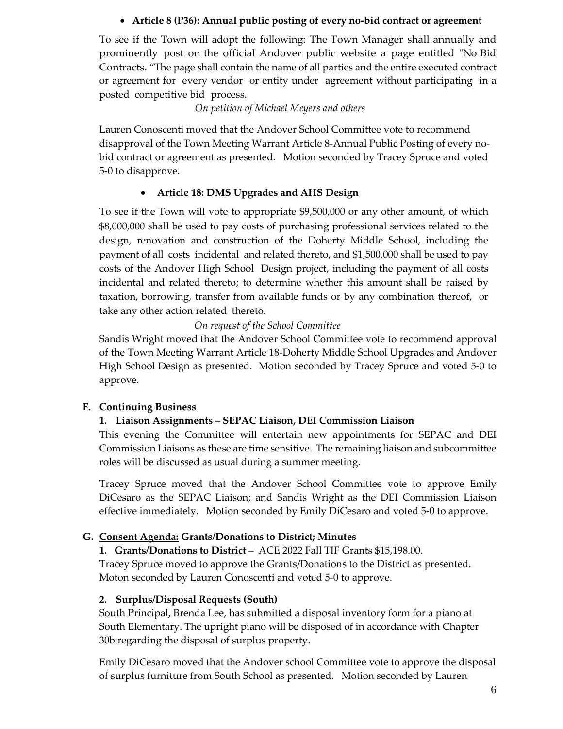- **Article 8 (P36): Annual public posting of every no-bid contract or agreement**

To see if the Town will adopt the following: The Town Manager shall annually and prominently post on the official Andover public website a page entitled "No Bid Contracts. "The page shall contain the name of all parties and the entire executed contract or agreement for every vendor or entity under agreement without participating in a posted competitive bid process.

*On petition of Michael Meyers and others*

Lauren Conoscenti moved that the Andover School Committee vote to recommend disapproval of the Town Meeting Warrant Article 8-Annual Public Posting of every no-bid contract or agreement as presented. Motion seconded by Tracey Spruce and voted 5-0 to disapprove.

- **Article 18: DMS Upgrades and AHS Design**

To see if the Town will vote to appropriate $9,500,000 or any other amount, of which $8,000,000 shall be used to pay costs of purchasing professional services related to the design, renovation and construction of the Doherty Middle School, including the payment of all costs incidental and related thereto, and $1,500,000 shall be used to pay costs of the Andover High School Design project, including the payment of all costs incidental and related thereto; to determine whether this amount shall be raised by taxation, borrowing, transfer from available funds or by any combination thereof, or take any other action related thereto.

*On request of the School Committee*

Sandis Wright moved that the Andover School Committee vote to recommend approval of the Town Meeting Warrant Article 18-Doherty Middle School Upgrades and Andover High School Design as presented. Motion seconded by Tracey Spruce and voted 5-0 to approve.

## F. Continuing Business

### 1. Liaison Assignments – SEPAC Liaison, DEI Commission Liaison

This evening the Committee will entertain new appointments for SEPAC and DEI Commission Liaisons as these are time sensitive. The remaining liaison and subcommittee roles will be discussed as usual during a summer meeting.

Tracey Spruce moved that the Andover School Committee vote to approve Emily DiCesaro as the SEPAC Liaison; and Sandis Wright as the DEI Commission Liaison effective immediately. Motion seconded by Emily DiCesaro and voted 5-0 to approve.

## G. Consent Agenda: Grants/Donations to District; Minutes

**1. Grants/Donations to District –** ACE 2022 Fall TIF Grants $15,198.00.

Tracey Spruce moved to approve the Grants/Donations to the District as presented. Moton seconded by Lauren Conoscenti and voted 5-0 to approve.

**2. Surplus/Disposal Requests (South)**

South Principal, Brenda Lee, has submitted a disposal inventory form for a piano at South Elementary. The upright piano will be disposed of in accordance with Chapter 30b regarding the disposal of surplus property.

Emily DiCesaro moved that the Andover school Committee vote to approve the disposal of surplus furniture from South School as presented. Motion seconded by Lauren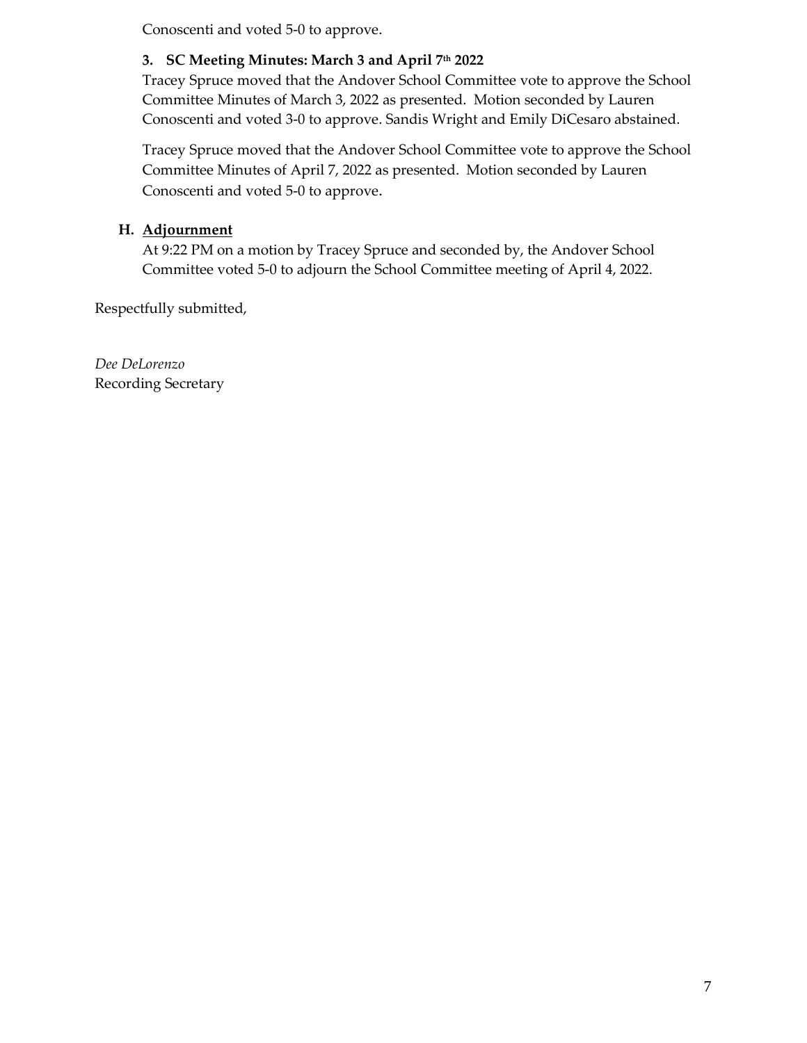Conoscenti and voted 5-0 to approve.

**3. SC Meeting Minutes: March 3 and April 7th 2022**

Tracey Spruce moved that the Andover School Committee vote to approve the School Committee Minutes of March 3, 2022 as presented. Motion seconded by Lauren Conoscenti and voted 3-0 to approve. Sandis Wright and Emily DiCesaro abstained.

Tracey Spruce moved that the Andover School Committee vote to approve the School Committee Minutes of April 7, 2022 as presented. Motion seconded by Lauren Conoscenti and voted 5-0 to approve.

## H. Adjournment

At 9:22 PM on a motion by Tracey Spruce and seconded by, the Andover School Committee voted 5-0 to adjourn the School Committee meeting of April 4, 2022.

Respectfully submitted,

*Dee DeLorenzo*
Recording Secretary